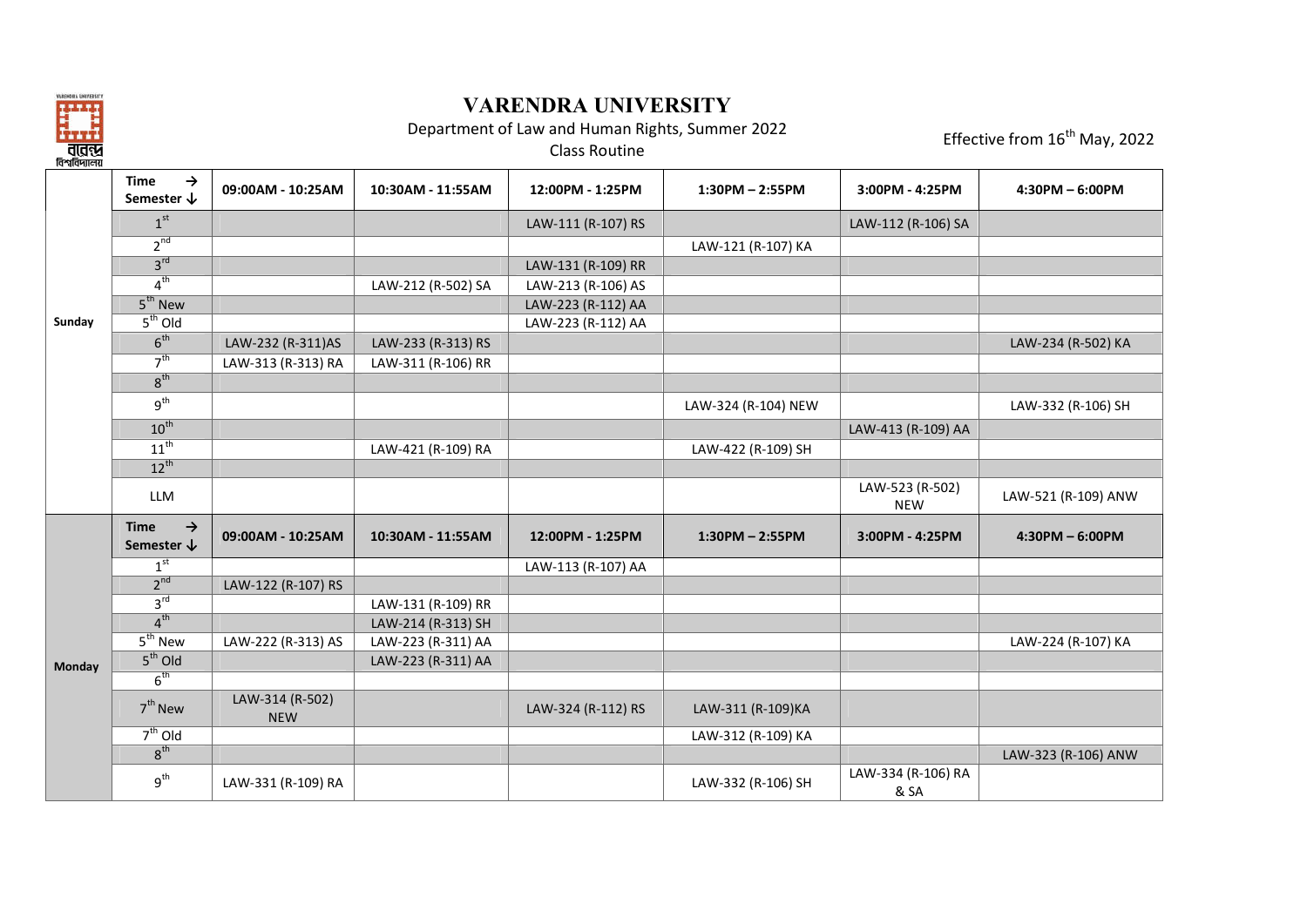# VARENDRA UNIVERSITY

Department of Law and Human Rights, Summer 2022

Class Routine

Effective from 16th May, 2022

| Day | Time → Semester ↓ | 09:00AM - 10:25AM | 10:30AM - 11:55AM | 12:00PM - 1:25PM | 1:30PM – 2:55PM | 3:00PM - 4:25PM | 4:30PM – 6:00PM |
|---|---|---|---|---|---|---|---|
| Sunday | 1st | | | LAW-111 (R-107) RS | | LAW-112 (R-106) SA | |
| | 2nd | | | | LAW-121 (R-107) KA | | |
| | 3rd | | | LAW-131 (R-109) RR | | | |
| | 4th | | LAW-212 (R-502) SA | LAW-213 (R-106) AS | | | |
| | 5th New | | | LAW-223 (R-112) AA | | | |
| | 5th Old | | | LAW-223 (R-112) AA | | | |
| | 6th | LAW-232 (R-311)AS | LAW-233 (R-313) RS | | | | LAW-234 (R-502) KA |
| | 7th | LAW-313 (R-313) RA | LAW-311 (R-106) RR | | | | |
| | 8th | | | | | | |
| | 9th | | | | LAW-324 (R-104) NEW | | LAW-332 (R-106) SH |
| | 10th | | | | | LAW-413 (R-109) AA | |
| | 11th | | LAW-421 (R-109) RA | | LAW-422 (R-109) SH | | |
| | 12th | | | | | | |
| | LLM | | | | | LAW-523 (R-502) NEW | LAW-521 (R-109) ANW |
| Monday | Time → Semester ↓ | 09:00AM - 10:25AM | 10:30AM - 11:55AM | 12:00PM - 1:25PM | 1:30PM – 2:55PM | 3:00PM - 4:25PM | 4:30PM – 6:00PM |
| | 1st | | | LAW-113 (R-107) AA | | | |
| | 2nd | LAW-122 (R-107) RS | | | | | |
| | 3rd | | LAW-131 (R-109) RR | | | | |
| | 4th | | LAW-214 (R-313) SH | | | | |
| | 5th New | LAW-222 (R-313) AS | LAW-223 (R-311) AA | | | | LAW-224 (R-107) KA |
| | 5th Old | | LAW-223 (R-311) AA | | | | |
| | 6th | | | | | | |
| | 7th New | LAW-314 (R-502) NEW | | LAW-324 (R-112) RS | LAW-311 (R-109)KA | | |
| | 7th Old | | | | LAW-312 (R-109) KA | | |
| | 8th | | | | | | LAW-323 (R-106) ANW |
| | 9th | LAW-331 (R-109) RA | | | LAW-332 (R-106) SH | LAW-334 (R-106) RA & SA | |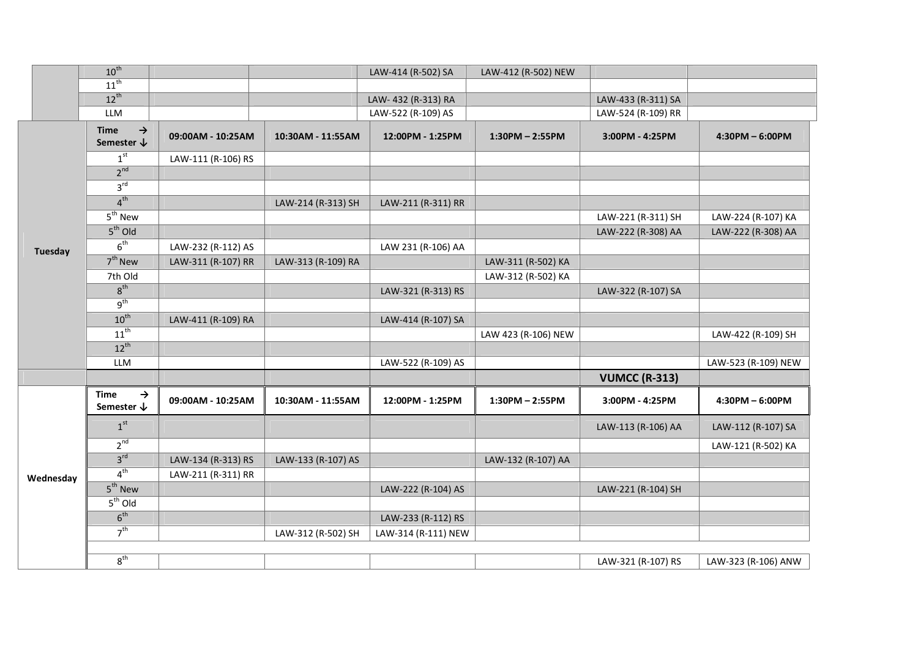| | | | | | | | |
|---|---|---|---|---|---|---|---|
| | 10th | | | LAW-414 (R-502) SA | LAW-412 (R-502) NEW | | |
| | 11th | | | | | | |
| | 12th | | | LAW- 432 (R-313) RA | | LAW-433 (R-311) SA | |
| | LLM | | | LAW-522 (R-109) AS | | LAW-524 (R-109) RR | |

| | Time → Semester ↓ | 09:00AM - 10:25AM | 10:30AM - 11:55AM | 12:00PM - 1:25PM | 1:30PM – 2:55PM | 3:00PM - 4:25PM | 4:30PM – 6:00PM |
|---|---|---|---|---|---|---|---|
| Tuesday | 1st | LAW-111 (R-106) RS | | | | | |
| | 2nd | | | | | | |
| | 3rd | | | | | | |
| | 4th | | LAW-214 (R-313) SH | LAW-211 (R-311) RR | | | |
| | 5th New | | | | | LAW-221 (R-311) SH | LAW-224 (R-107) KA |
| | 5th Old | | | | | LAW-222 (R-308) AA | LAW-222 (R-308) AA |
| | 6th | LAW-232 (R-112) AS | | LAW 231 (R-106) AA | | | |
| | 7th New | LAW-311 (R-107) RR | LAW-313 (R-109) RA | | LAW-311 (R-502) KA | | |
| | 7th Old | | | | LAW-312 (R-502) KA | | |
| | 8th | | | LAW-321 (R-313) RS | | LAW-322 (R-107) SA | |
| | 9th | | | | | | |
| | 10th | LAW-411 (R-109) RA | | LAW-414 (R-107) SA | | | |
| | 11th | | | | LAW 423 (R-106) NEW | | LAW-422 (R-109) SH |
| | 12th | | | | | | |
| | LLM | | | LAW-522 (R-109) AS | | | LAW-523 (R-109) NEW |
| | | | | | | **VUMCC (R-313)** | |

| | Time → Semester ↓ | 09:00AM - 10:25AM | 10:30AM - 11:55AM | 12:00PM - 1:25PM | 1:30PM – 2:55PM | 3:00PM - 4:25PM | 4:30PM – 6:00PM |
|---|---|---|---|---|---|---|---|
| Wednesday | 1st | | | | | LAW-113 (R-106) AA | LAW-112 (R-107) SA |
| | 2nd | | | | | | LAW-121 (R-502) KA |
| | 3rd | LAW-134 (R-313) RS | LAW-133 (R-107) AS | | LAW-132 (R-107) AA | | |
| | 4th | LAW-211 (R-311) RR | | | | | |
| | 5th New | | | LAW-222 (R-104) AS | | LAW-221 (R-104) SH | |
| | 5th Old | | | | | | |
| | 6th | | | LAW-233 (R-112) RS | | | |
| | 7th | | LAW-312 (R-502) SH | LAW-314 (R-111) NEW | | | |
| | | | | | | | |
| | 8th | | | | | LAW-321 (R-107) RS | LAW-323 (R-106) ANW |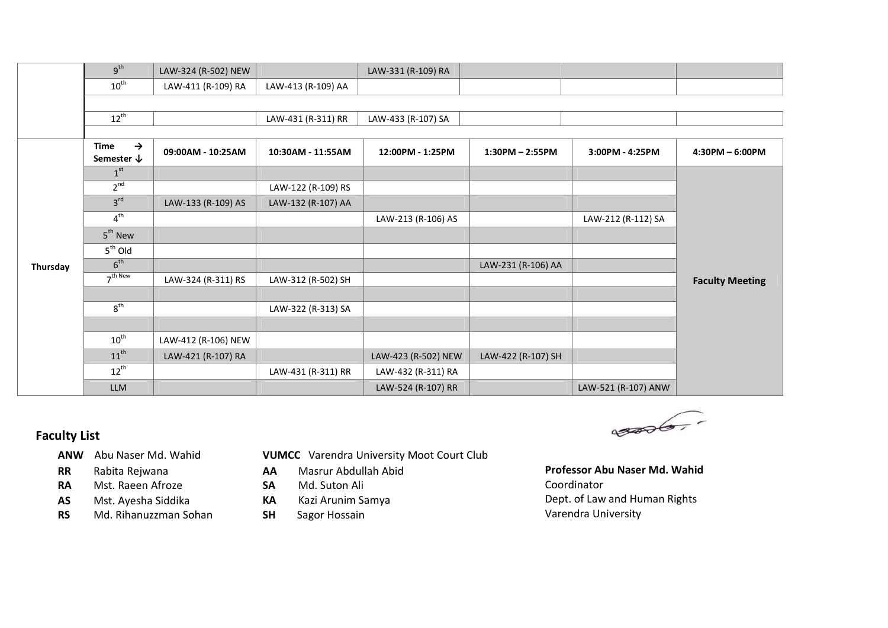| | | | | | | | |
|---|---|---|---|---|---|---|---|
| | 9th | LAW-324 (R-502) NEW | | LAW-331 (R-109) RA | | | |
| | 10th | LAW-411 (R-109) RA | LAW-413 (R-109) AA | | | | |
| | | | | | | | |
| | 12th | | LAW-431 (R-311) RR | LAW-433 (R-107) SA | | | |

| | Time → Semester ↓ | 09:00AM - 10:25AM | 10:30AM - 11:55AM | 12:00PM - 1:25PM | 1:30PM – 2:55PM | 3:00PM - 4:25PM | 4:30PM – 6:00PM |
|---|---|---|---|---|---|---|---|
| Thursday | 1st | | | | | | Faculty Meeting |
| | 2nd | | LAW-122 (R-109) RS | | | | |
| | 3rd | LAW-133 (R-109) AS | LAW-132 (R-107) AA | | | | |
| | 4th | | | LAW-213 (R-106) AS | | LAW-212 (R-112) SA | |
| | 5th New | | | | | | |
| | 5th Old | | | | | | |
| | 6th | | | | LAW-231 (R-106) AA | | |
| | 7th New | LAW-324 (R-311) RS | LAW-312 (R-502) SH | | | | |
| | | | | | | | |
| | 8th | | LAW-322 (R-313) SA | | | | |
| | | | | | | | |
| | 10th | LAW-412 (R-106) NEW | | | | | |
| | 11th | LAW-421 (R-107) RA | | LAW-423 (R-502) NEW | LAW-422 (R-107) SH | | |
| | 12th | | LAW-431 (R-311) RR | LAW-432 (R-311) RA | | | |
| | LLM | | | LAW-524 (R-107) RR | | LAW-521 (R-107) ANW | |

## Faculty List

**ANW** Abu Naser Md. Wahid
**RR** Rabita Rejwana
**RA** Mst. Raeen Afroze
**AS** Mst. Ayesha Siddika
**RS** Md. Rihanuzzman Sohan

**VUMCC** Varendra University Moot Court Club
**AA** Masrur Abdullah Abid
**SA** Md. Suton Ali
**KA** Kazi Arunim Samya
**SH** Sagor Hossain

**Professor Abu Naser Md. Wahid**
Coordinator
Dept. of Law and Human Rights
Varendra University